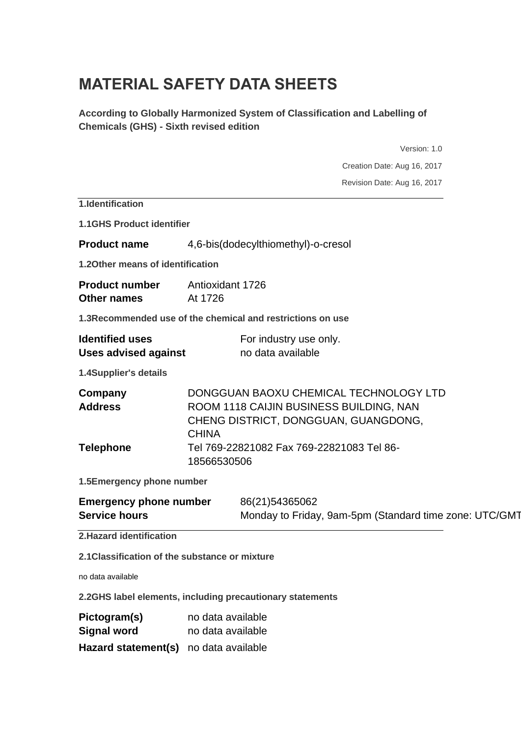# MATERIAL SAFETY DATA SHEETS

**According to Globally Harmonized System of Classification and Labelling of Chemicals (GHS) - Sixth revised edition**

Version: 1.0

Creation Date: Aug 16, 2017

Revision Date: Aug 16, 2017

## 1.Identification

### 1.1GHS Product identifier

**Product name** 4,6-bis(dodecylthiomethyl)-o-cresol

### 1.2Other means of identification

**Product number** Antioxidant 1726
**Other names** At 1726

### 1.3Recommended use of the chemical and restrictions on use

**Identified uses** For industry use only.
**Uses advised against** no data available

### 1.4Supplier's details

**Company** DONGGUAN BAOXU CHEMICAL TECHNOLOGY LTD
**Address** ROOM 1118 CAIJIN BUSINESS BUILDING, NAN CHENG DISTRICT, DONGGUAN, GUANGDONG, CHINA
**Telephone** Tel 769-22821082 Fax 769-22821083 Tel 86-18566530506

### 1.5Emergency phone number

**Emergency phone number** 86(21)54365062
**Service hours** Monday to Friday, 9am-5pm (Standard time zone: UTC/GMT

## 2.Hazard identification

### 2.1Classification of the substance or mixture

no data available

### 2.2GHS label elements, including precautionary statements

**Pictogram(s)** no data available
**Signal word** no data available
**Hazard statement(s)** no data available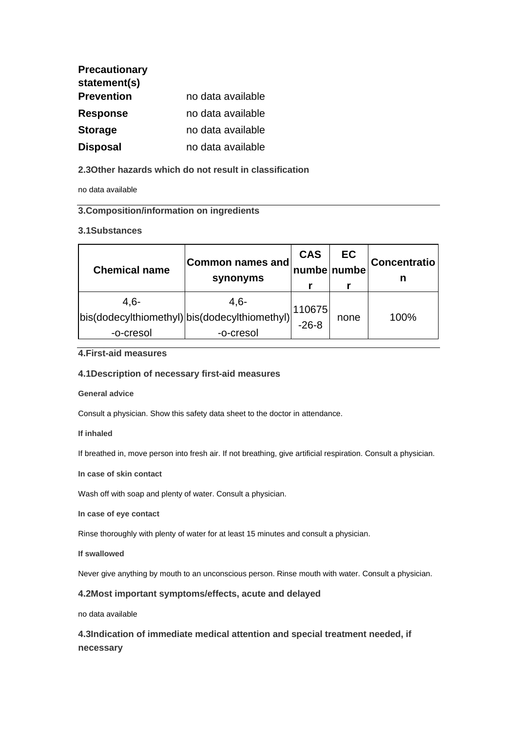**Precautionary statement(s)**

| | |
|---|---|
| **Prevention** | no data available |
| **Response** | no data available |
| **Storage** | no data available |
| **Disposal** | no data available |

### 2.3Other hazards which do not result in classification

no data available

## 3.Composition/information on ingredients

### 3.1Substances

| Chemical name | Common names and synonyms | CAS number | EC number | Concentration |
|---|---|---|---|---|
| 4,6-bis(dodecylthiomethyl)-o-cresol | 4,6-bis(dodecylthiomethyl)-o-cresol | 110675-26-8 | none | 100% |

## 4.First-aid measures

### 4.1Description of necessary first-aid measures

**General advice**

Consult a physician. Show this safety data sheet to the doctor in attendance.

**If inhaled**

If breathed in, move person into fresh air. If not breathing, give artificial respiration. Consult a physician.

**In case of skin contact**

Wash off with soap and plenty of water. Consult a physician.

**In case of eye contact**

Rinse thoroughly with plenty of water for at least 15 minutes and consult a physician.

**If swallowed**

Never give anything by mouth to an unconscious person. Rinse mouth with water. Consult a physician.

### 4.2Most important symptoms/effects, acute and delayed

no data available

### 4.3Indication of immediate medical attention and special treatment needed, if necessary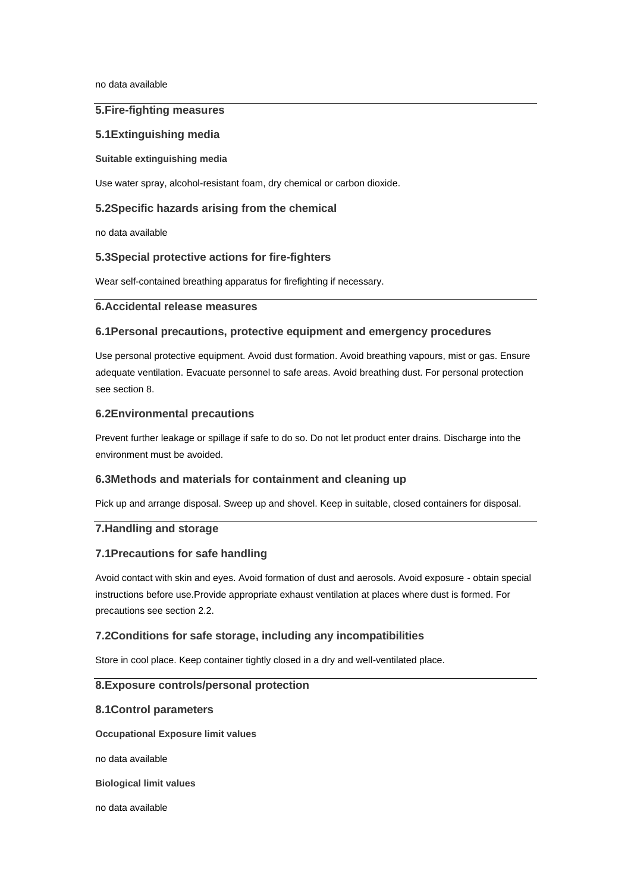no data available

## 5.Fire-fighting measures

### 5.1Extinguishing media

**Suitable extinguishing media**

Use water spray, alcohol-resistant foam, dry chemical or carbon dioxide.

### 5.2Specific hazards arising from the chemical

no data available

### 5.3Special protective actions for fire-fighters

Wear self-contained breathing apparatus for firefighting if necessary.

## 6.Accidental release measures

### 6.1Personal precautions, protective equipment and emergency procedures

Use personal protective equipment. Avoid dust formation. Avoid breathing vapours, mist or gas. Ensure adequate ventilation. Evacuate personnel to safe areas. Avoid breathing dust. For personal protection see section 8.

### 6.2Environmental precautions

Prevent further leakage or spillage if safe to do so. Do not let product enter drains. Discharge into the environment must be avoided.

### 6.3Methods and materials for containment and cleaning up

Pick up and arrange disposal. Sweep up and shovel. Keep in suitable, closed containers for disposal.

## 7.Handling and storage

### 7.1Precautions for safe handling

Avoid contact with skin and eyes. Avoid formation of dust and aerosols. Avoid exposure - obtain special instructions before use.Provide appropriate exhaust ventilation at places where dust is formed. For precautions see section 2.2.

### 7.2Conditions for safe storage, including any incompatibilities

Store in cool place. Keep container tightly closed in a dry and well-ventilated place.

## 8.Exposure controls/personal protection

### 8.1Control parameters

**Occupational Exposure limit values**

no data available

**Biological limit values**

no data available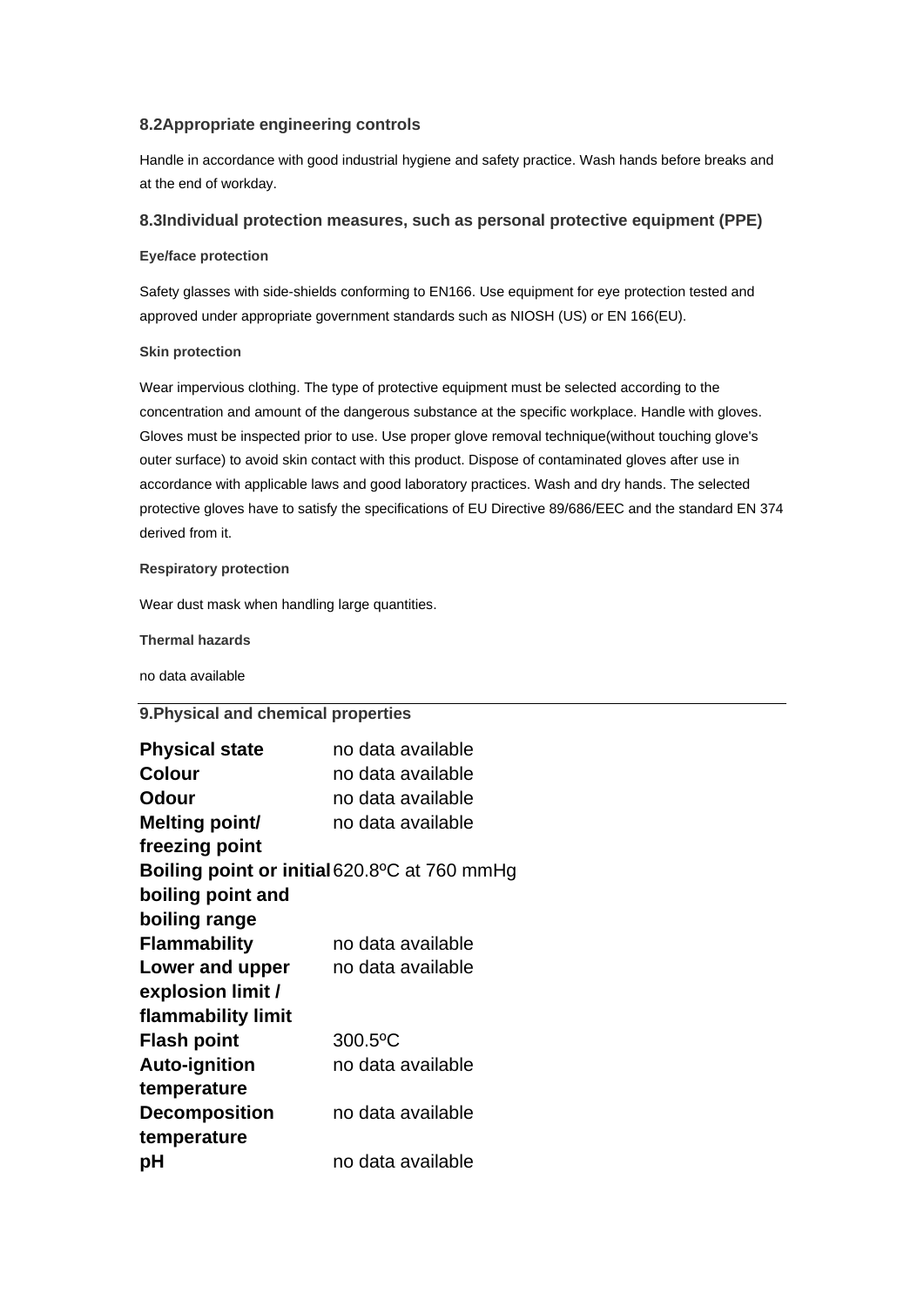### 8.2Appropriate engineering controls

Handle in accordance with good industrial hygiene and safety practice. Wash hands before breaks and at the end of workday.

### 8.3Individual protection measures, such as personal protective equipment (PPE)

**Eye/face protection**

Safety glasses with side-shields conforming to EN166. Use equipment for eye protection tested and approved under appropriate government standards such as NIOSH (US) or EN 166(EU).

**Skin protection**

Wear impervious clothing. The type of protective equipment must be selected according to the concentration and amount of the dangerous substance at the specific workplace. Handle with gloves. Gloves must be inspected prior to use. Use proper glove removal technique(without touching glove's outer surface) to avoid skin contact with this product. Dispose of contaminated gloves after use in accordance with applicable laws and good laboratory practices. Wash and dry hands. The selected protective gloves have to satisfy the specifications of EU Directive 89/686/EEC and the standard EN 374 derived from it.

**Respiratory protection**

Wear dust mask when handling large quantities.

**Thermal hazards**

no data available

## 9.Physical and chemical properties

| | |
|---|---|
| **Physical state** | no data available |
| **Colour** | no data available |
| **Odour** | no data available |
| **Melting point/ freezing point** | no data available |
| **Boiling point or initial boiling point and boiling range** | 620.8ºC at 760 mmHg |
| **Flammability** | no data available |
| **Lower and upper explosion limit / flammability limit** | no data available |
| **Flash point** | 300.5ºC |
| **Auto-ignition temperature** | no data available |
| **Decomposition temperature** | no data available |
| **pH** | no data available |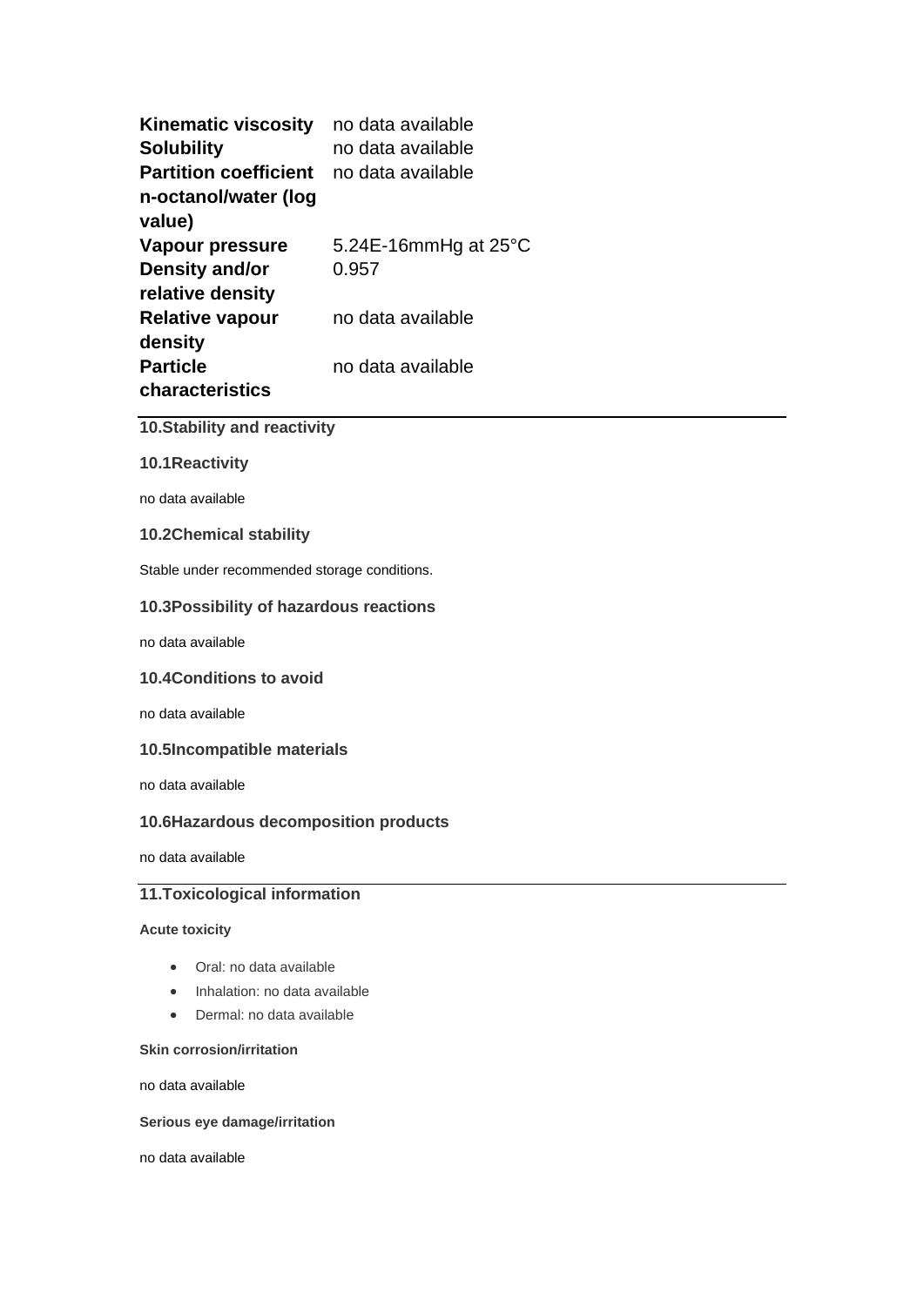| | |
|---|---|
| **Kinematic viscosity** | no data available |
| **Solubility** | no data available |
| **Partition coefficient n-octanol/water (log value)** | no data available |
| **Vapour pressure** | 5.24E-16mmHg at 25°C |
| **Density and/or relative density** | 0.957 |
| **Relative vapour density** | no data available |
| **Particle characteristics** | no data available |

## 10.Stability and reactivity

### 10.1Reactivity

no data available

### 10.2Chemical stability

Stable under recommended storage conditions.

### 10.3Possibility of hazardous reactions

no data available

### 10.4Conditions to avoid

no data available

### 10.5Incompatible materials

no data available

### 10.6Hazardous decomposition products

no data available

## 11.Toxicological information

#### Acute toxicity

- Oral: no data available
- Inhalation: no data available
- Dermal: no data available

#### Skin corrosion/irritation

no data available

#### Serious eye damage/irritation

no data available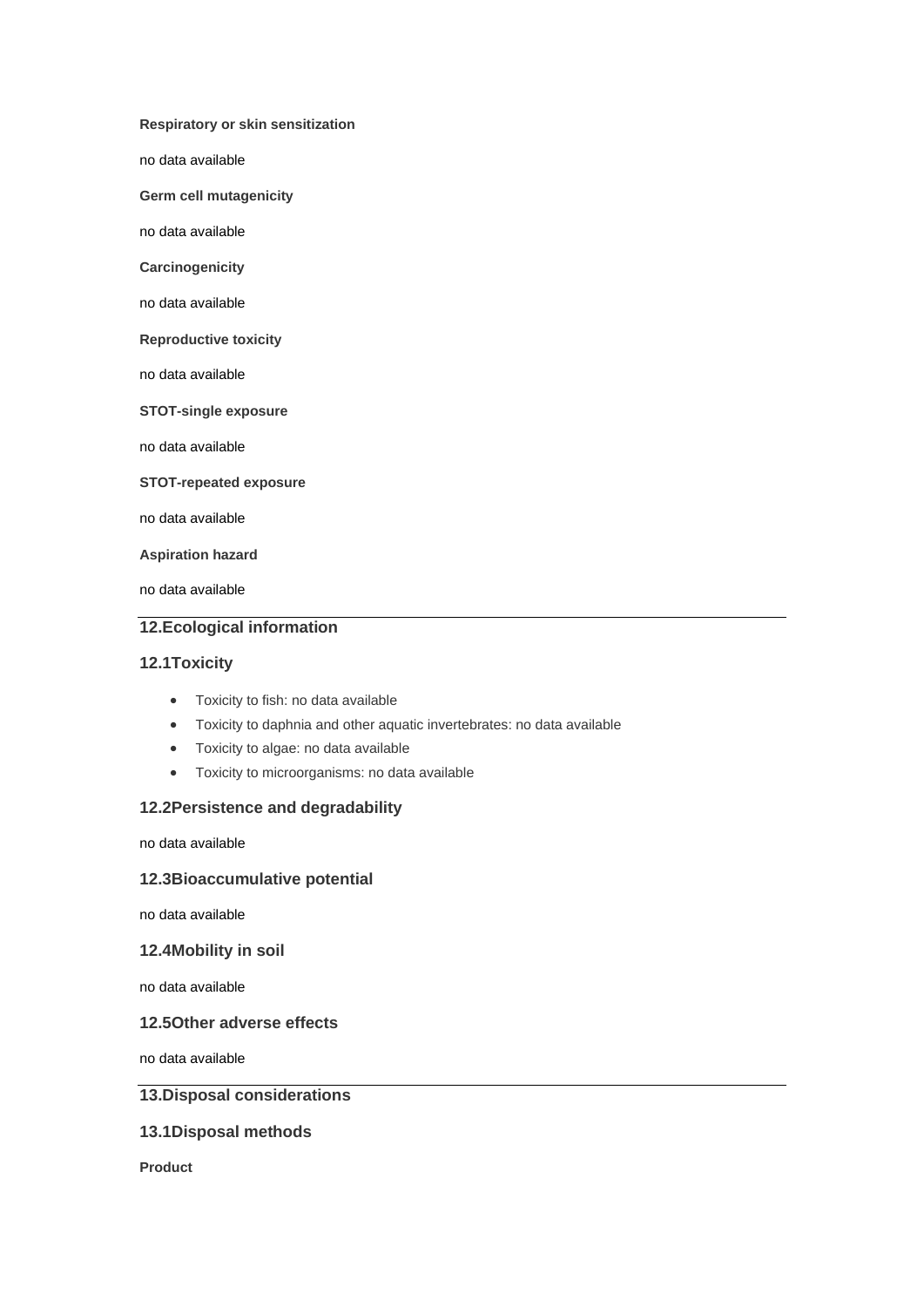**Respiratory or skin sensitization**

no data available

**Germ cell mutagenicity**

no data available

**Carcinogenicity**

no data available

**Reproductive toxicity**

no data available

**STOT-single exposure**

no data available

**STOT-repeated exposure**

no data available

**Aspiration hazard**

no data available

## 12.Ecological information

### 12.1Toxicity

- Toxicity to fish: no data available
- Toxicity to daphnia and other aquatic invertebrates: no data available
- Toxicity to algae: no data available
- Toxicity to microorganisms: no data available

### 12.2Persistence and degradability

no data available

### 12.3Bioaccumulative potential

no data available

### 12.4Mobility in soil

no data available

### 12.5Other adverse effects

no data available

## 13.Disposal considerations

### 13.1Disposal methods

**Product**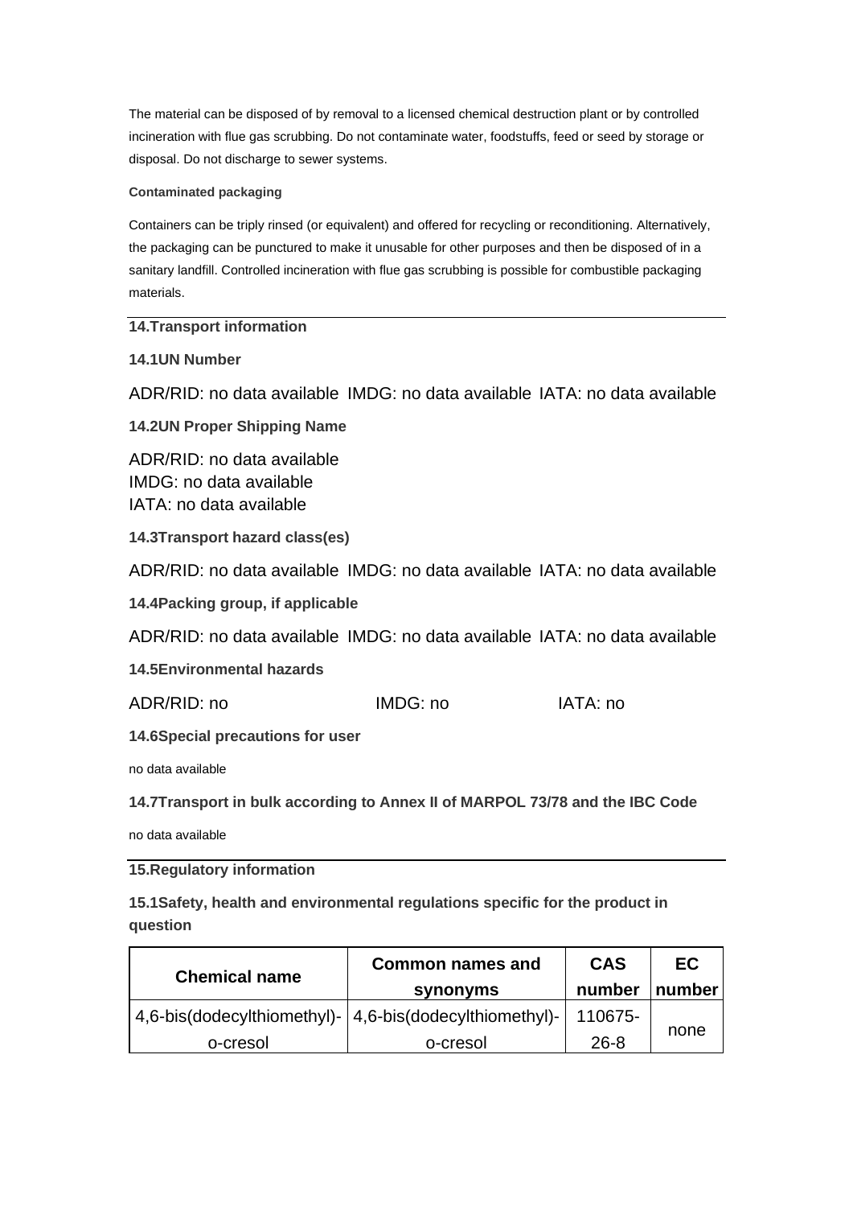The material can be disposed of by removal to a licensed chemical destruction plant or by controlled incineration with flue gas scrubbing. Do not contaminate water, foodstuffs, feed or seed by storage or disposal. Do not discharge to sewer systems.

**Contaminated packaging**

Containers can be triply rinsed (or equivalent) and offered for recycling or reconditioning. Alternatively, the packaging can be punctured to make it unusable for other purposes and then be disposed of in a sanitary landfill. Controlled incineration with flue gas scrubbing is possible for combustible packaging materials.

## 14.Transport information

**14.1UN Number**

ADR/RID: no data available IMDG: no data available IATA: no data available

**14.2UN Proper Shipping Name**

ADR/RID: no data available
IMDG: no data available
IATA: no data available

**14.3Transport hazard class(es)**

ADR/RID: no data available IMDG: no data available IATA: no data available

**14.4Packing group, if applicable**

ADR/RID: no data available IMDG: no data available IATA: no data available

**14.5Environmental hazards**

ADR/RID: no IMDG: no IATA: no

**14.6Special precautions for user**

no data available

**14.7Transport in bulk according to Annex II of MARPOL 73/78 and the IBC Code**

no data available

## 15.Regulatory information

**15.1Safety, health and environmental regulations specific for the product in question**

| Chemical name | Common names and synonyms | CAS number | EC number |
|---|---|---|---|
| 4,6-bis(dodecylthiomethyl)-o-cresol | 4,6-bis(dodecylthiomethyl)-o-cresol | 110675-26-8 | none |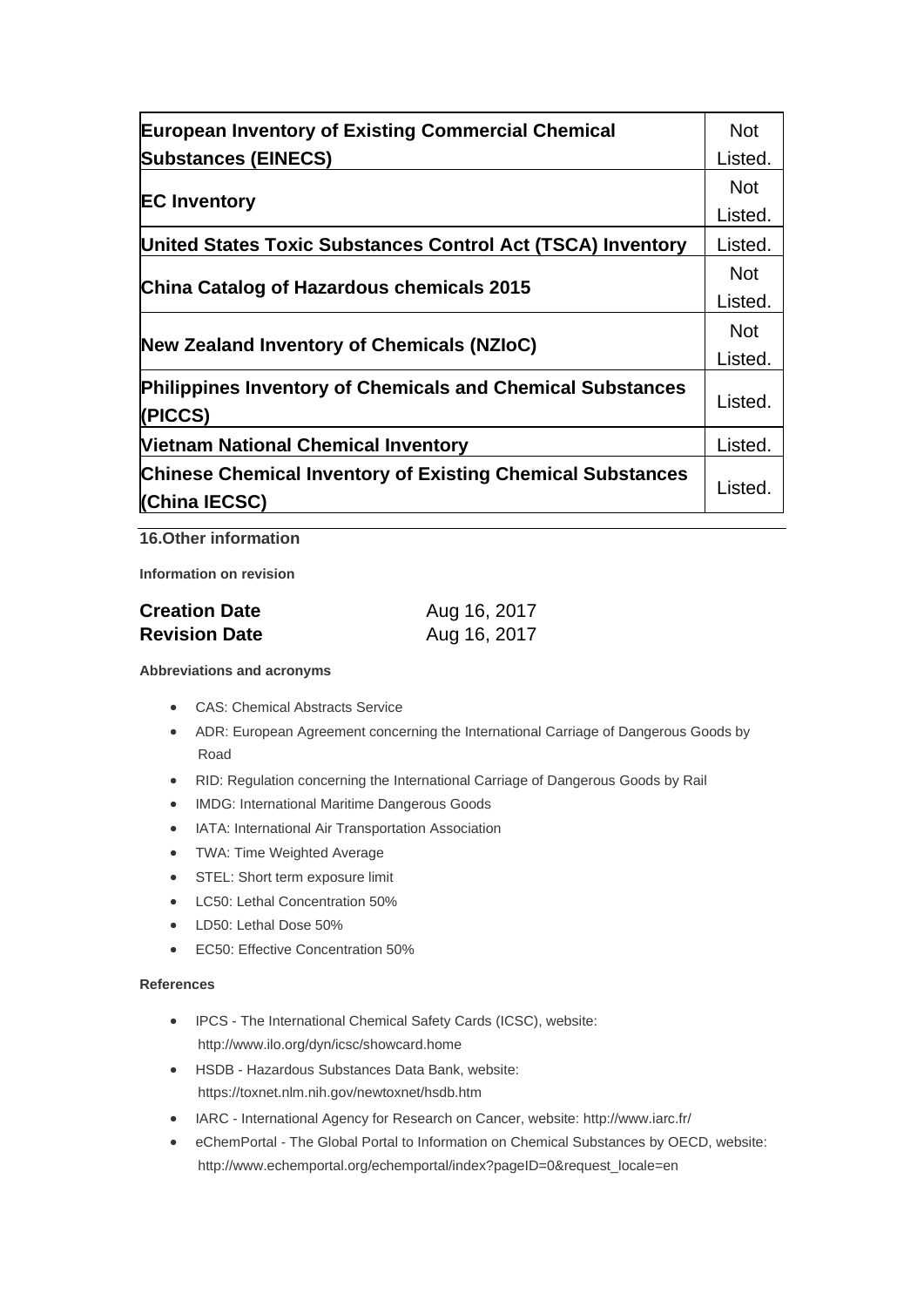| | |
|---|---|
| **European Inventory of Existing Commercial Chemical Substances (EINECS)** | Not Listed. |
| **EC Inventory** | Not Listed. |
| **United States Toxic Substances Control Act (TSCA) Inventory** | Listed. |
| **China Catalog of Hazardous chemicals 2015** | Not Listed. |
| **New Zealand Inventory of Chemicals (NZIoC)** | Not Listed. |
| **Philippines Inventory of Chemicals and Chemical Substances (PICCS)** | Listed. |
| **Vietnam National Chemical Inventory** | Listed. |
| **Chinese Chemical Inventory of Existing Chemical Substances (China IECSC)** | Listed. |

## 16.Other information

**Information on revision**

**Creation Date** Aug 16, 2017
**Revision Date** Aug 16, 2017

**Abbreviations and acronyms**

- CAS: Chemical Abstracts Service
- ADR: European Agreement concerning the International Carriage of Dangerous Goods by Road
- RID: Regulation concerning the International Carriage of Dangerous Goods by Rail
- IMDG: International Maritime Dangerous Goods
- IATA: International Air Transportation Association
- TWA: Time Weighted Average
- STEL: Short term exposure limit
- LC50: Lethal Concentration 50%
- LD50: Lethal Dose 50%
- EC50: Effective Concentration 50%

**References**

- IPCS - The International Chemical Safety Cards (ICSC), website: http://www.ilo.org/dyn/icsc/showcard.home
- HSDB - Hazardous Substances Data Bank, website: https://toxnet.nlm.nih.gov/newtoxnet/hsdb.htm
- IARC - International Agency for Research on Cancer, website: http://www.iarc.fr/
- eChemPortal - The Global Portal to Information on Chemical Substances by OECD, website: http://www.echemportal.org/echemportal/index?pageID=0&request_locale=en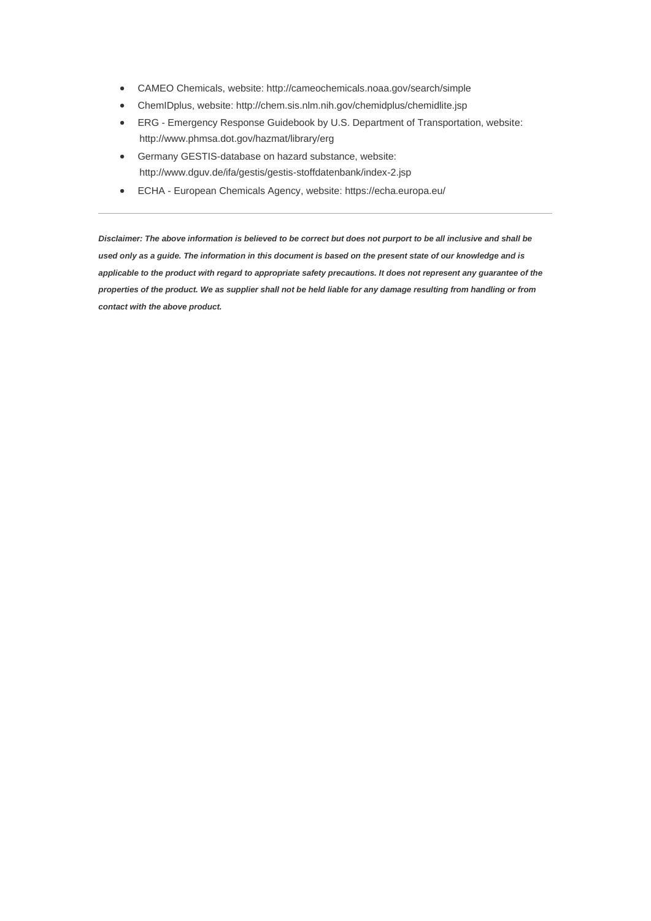- CAMEO Chemicals, website: http://cameochemicals.noaa.gov/search/simple
- ChemIDplus, website: http://chem.sis.nlm.nih.gov/chemidplus/chemidlite.jsp
- ERG - Emergency Response Guidebook by U.S. Department of Transportation, website: http://www.phmsa.dot.gov/hazmat/library/erg
- Germany GESTIS-database on hazard substance, website: http://www.dguv.de/ifa/gestis/gestis-stoffdatenbank/index-2.jsp
- ECHA - European Chemicals Agency, website: https://echa.europa.eu/

---

***Disclaimer: The above information is believed to be correct but does not purport to be all inclusive and shall be used only as a guide. The information in this document is based on the present state of our knowledge and is applicable to the product with regard to appropriate safety precautions. It does not represent any guarantee of the properties of the product. We as supplier shall not be held liable for any damage resulting from handling or from contact with the above product.***